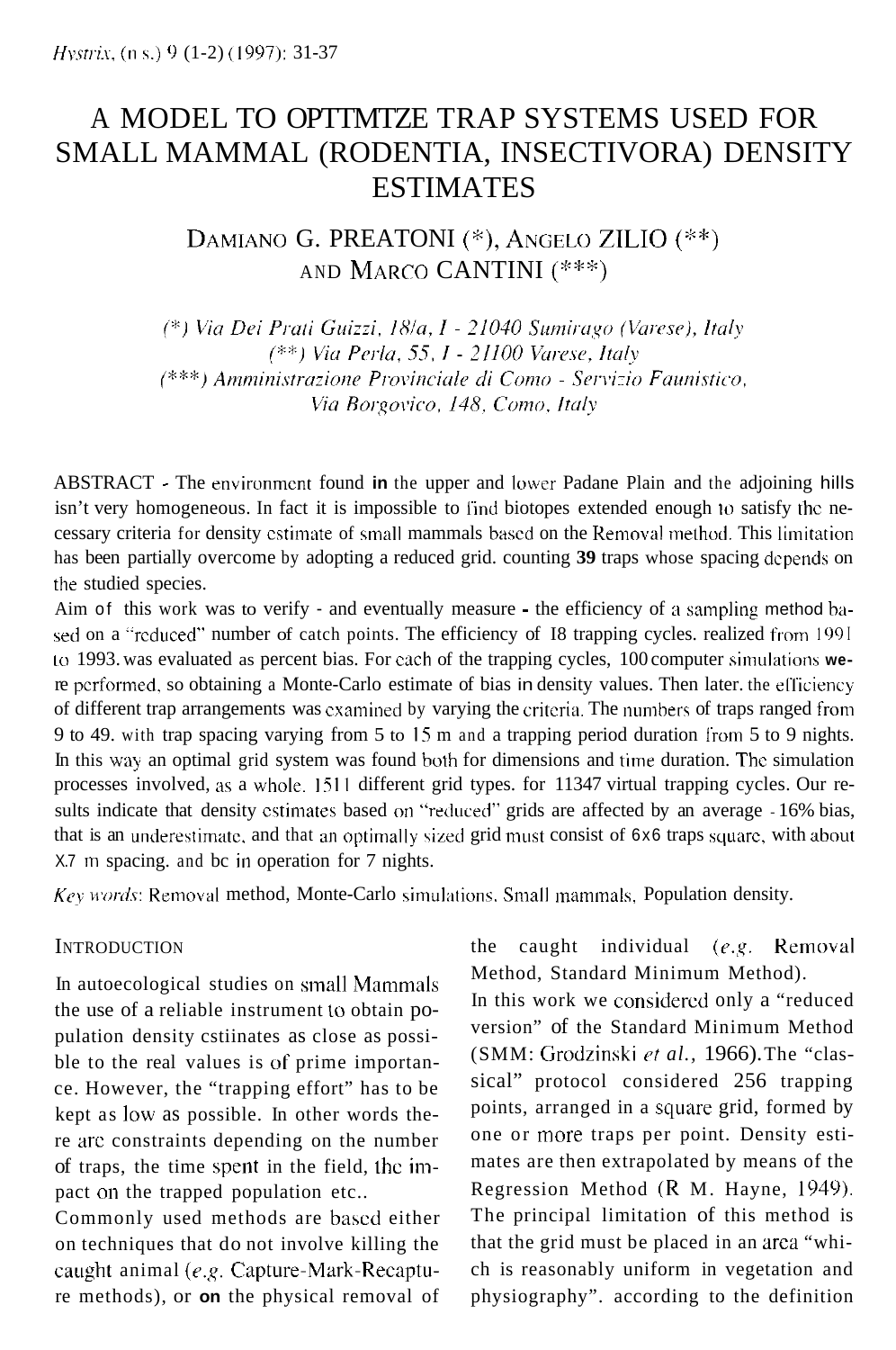# A MODEL TO OPTTMTZE TRAP SYSTEMS USED FOR SMALL MAMMAL (RODENTIA, INSECTIVORA) DENSITY ESTIMATES

DAMIANO G. PREATONI (*), ANGELO ZILIO (**) AND MARCO CANTINI (***)

*(\*) Via Dei Prati Guizzi, 18/a, I - 21040 Sumirago (Varese), Italy*
*(\*\*) Via Perla, 55, I - 21100 Varese, Italy*
*(\*\*\*) Amministrazione Provinciale di Como - Servizio Faunistico, Via Borgovico, 148, Como, Italy*

ABSTRACT - The environment found in the upper and lower Padane Plain and the adjoining hills isn't very homogeneous. In fact it is impossible to find biotopes extended enough to satisfy the necessary criteria for density estimate of small mammals based on the Removal method. This limitation has been partially overcome by adopting a reduced grid. counting **39** traps whose spacing depends on the studied species.

Aim of this work was to verify - and eventually measure - the efficiency of a sampling method based on a "reduced" number of catch points. The efficiency of I8 trapping cycles. realized from 1991 to 1993. was evaluated as percent bias. For each of the trapping cycles, 100 computer simulations were performed, so obtaining a Monte-Carlo estimate of bias in density values. Then later. the efficiency of different trap arrangements was examined by varying the criteria. The numbers of traps ranged from 9 to 49. with trap spacing varying from 5 to 15 m and a trapping period duration from 5 to 9 nights. In this way an optimal grid system was found both for dimensions and time duration. The simulation processes involved, as a whole. 1511 different grid types. for 11347 virtual trapping cycles. Our results indicate that density estimates based on "reduced" grids are affected by an average - 16% bias, that is an underestimate, and that an optimally sized grid must consist of 6x6 traps square, with about X.7 m spacing. and bc in operation for 7 nights.

*Key words*: Removal method, Monte-Carlo simulations. Small mammals, Population density.

## INTRODUCTION

In autoecological studies on small Mammals the use of a reliable instrument to obtain population density cstiinates as close as possible to the real values is of prime importance. However, the "trapping effort" has to be kept as low as possible. In other words there arc constraints depending on the number of traps, the time spent in the field, the impact on the trapped population etc..

Commonly used methods are based either on techniques that do not involve killing the caught animal (*e.g.* Capture-Mark-Recapture methods), or **on** the physical removal of the caught individual (*e.g.* Removal Method, Standard Minimum Method).

In this work we considered only a "reduced version" of the Standard Minimum Method (SMM: Grodzinski *et al.*, 1966). The "classical" protocol considered 256 trapping points, arranged in a square grid, formed by one or more traps per point. Density estimates are then extrapolated by means of the Regression Method (R M. Hayne, 1949). The principal limitation of this method is that the grid must be placed in an area "which is reasonably uniform in vegetation and physiography". according to the definition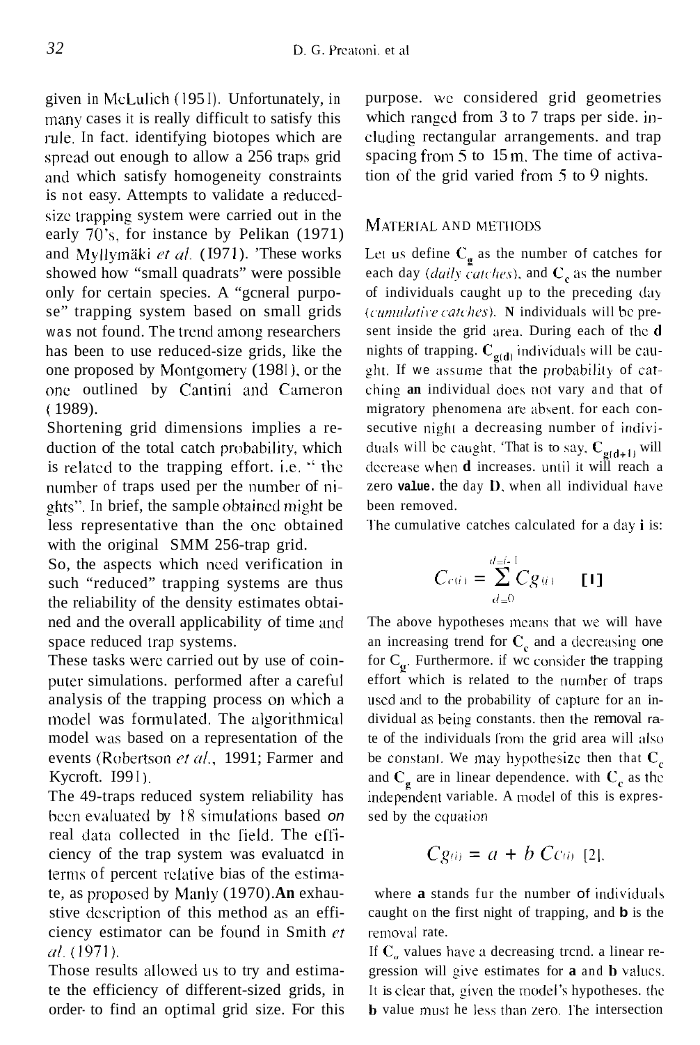given in McLulich (1951). Unfortunately, in many cases it is really difficult to satisfy this rule. In fact, identifying biotopes which are spread out enough to allow a 256 traps grid and which satisfy homogeneity constraints is not easy. Attempts to validate a reduced-size trapping system were carried out in the early 70's, for instance by Pelikan (1971) and Myllymäki *et al.* (1971). These works showed how "small quadrats" were possible only for certain species. A "general purpose" trapping system based on small grids was not found. The trend among researchers has been to use reduced-size grids, like the one proposed by Montgomery (1981), or the one outlined by Cantini and Cameron (1989).

Shortening grid dimensions implies a reduction of the total catch probability, which is related to the trapping effort, i.e. "the number of traps used per the number of nights". In brief, the sample obtained might be less representative than the one obtained with the original SMM 256-trap grid.

So, the aspects which need verification in such "reduced" trapping systems are thus the reliability of the density estimates obtained and the overall applicability of time and space reduced trap systems.

These tasks were carried out by use of computer simulations, performed after a careful analysis of the trapping process on which a model was formulated. The algorithmical model was based on a representation of the events (Robertson *et al.*, 1991; Farmer and Kycroft, 1991).

The 49-traps reduced system reliability has been evaluated by 18 simulations based on real data collected in the field. The efficiency of the trap system was evaluated in terms of percent relative bias of the estimate, as proposed by Manly (1970). An exhaustive description of this method as an efficiency estimator can be found in Smith *et al.* (1971).

Those results allowed us to try and estimate the efficiency of different-sized grids, in order to find an optimal grid size. For this purpose, we considered grid geometries which ranged from 3 to 7 traps per side, including rectangular arrangements, and trap spacing from 5 to 15 m. The time of activation of the grid varied from 5 to 9 nights.

## Material and methods

Let us define $C_g$ as the number of catches for each day (*daily catches*), and $C_c$ as the number of individuals caught up to the preceding day (*cumulative catches*). **N** individuals will be present inside the grid area. During each of the **d** nights of trapping, $C_{g(d)}$ individuals will be caught. If we assume that the probability of catching **an** individual does not vary and that of migratory phenomena are absent, for each consecutive night a decreasing number of individuals will be caught. That is to say, $C_{g(d+1)}$ will decrease when **d** increases, until it will reach a zero **value**, the day **D**, when all individual have been removed.

The cumulative catches calculated for a day **i** is:

$$C_{c(i)} = \sum_{d=0}^{d=i-1} C_{g(i)} \quad [1]$$

The above hypotheses means that we will have an increasing trend for $C_c$ and a decreasing one for $C_g$. Furthermore, if we consider the trapping effort which is related to the number of traps used and to the probability of capture for an individual as being constants, then the removal rate of the individuals from the grid area will also be constant. We may hypothesize then that $C_c$ and $C_g$ are in linear dependence, with $C_c$ as the independent variable. A model of this is expressed by the equation

$$C_{g(i)} = a + b\, C_{c(i)} \quad [2],$$

where **a** stands fur the number of individuals caught on the first night of trapping, and **b** is the removal rate.

If $C_g$ values have a decreasing trend, a linear regression will give estimates for **a** and **b** values. It is clear that, given the model's hypotheses, the **b** value must he less than zero. The intersection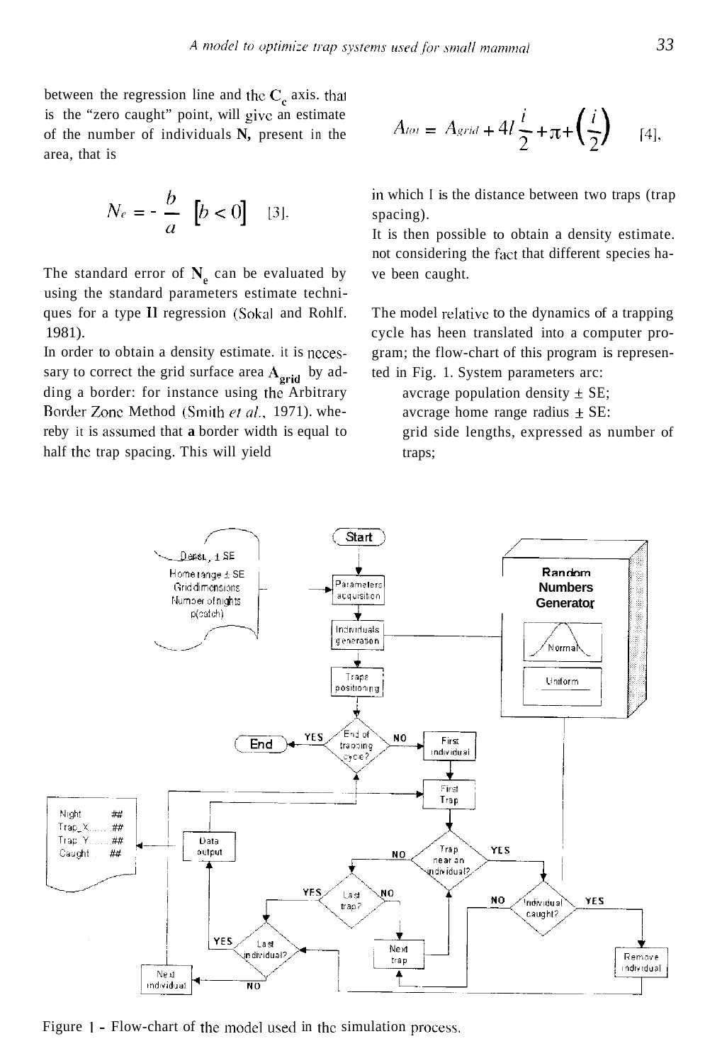between the regression line and the $C_c$ axis. that is the "zero caught" point, will give an estimate of the number of individuals **N,** present in the area, that is

$$N_e = - \frac{b}{a} \quad [b < 0] \quad [3].$$

The standard error of $N_e$ can be evaluated by using the standard parameters estimate techniques for a type II regression (Sokal and Rohlf. 1981).

In order to obtain a density estimate. it is necessary to correct the grid surface area $A_{grid}$ by adding a border: for instance using the Arbitrary Border Zone Method (Smith *et al.*, 1971). whereby it is assumed that **a** border width is equal to half the trap spacing. This will yield

$$A_{tot} = A_{grid} + 4l\frac{i}{2} + \pi + \left(\frac{i}{2}\right) \quad [4],$$

in which l is the distance between two traps (trap spacing).

It is then possible to obtain a density estimate. not considering the fact that different species have been caught.

The model relative to the dynamics of a trapping cycle has heen translated into a computer program; the flow-chart of this program is represented in Fig. 1. System parameters are:

- average population density ± SE;
- average home range radius ± SE:
- grid side lengths, expressed as number of traps;

Figure 1 - Flow-chart of the model used in the simulation process.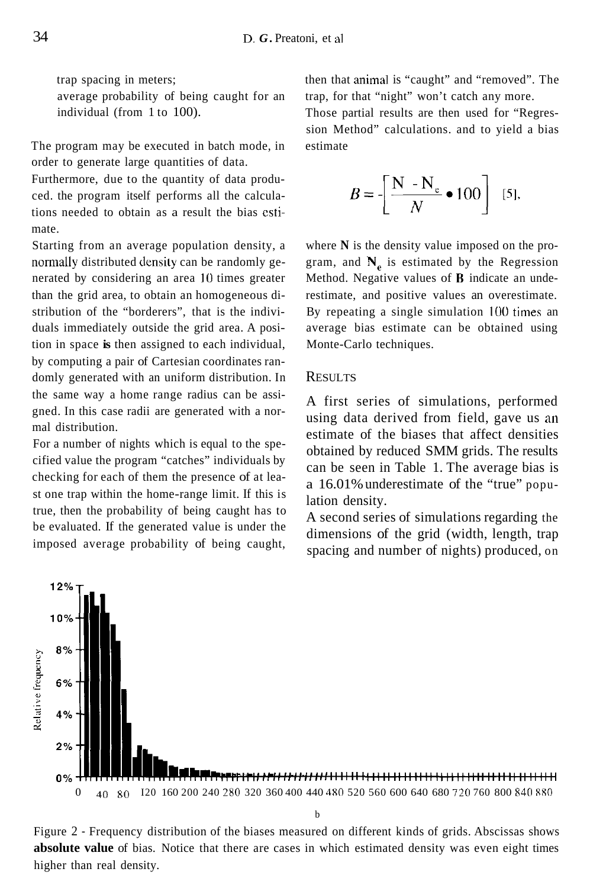trap spacing in meters;
average probability of being caught for an individual (from 1 to 100).

The program may be executed in batch mode, in order to generate large quantities of data.

Furthermore, due to the quantity of data produced. the program itself performs all the calculations needed to obtain as a result the bias estimate.

Starting from an average population density, a normally distributed density can be randomly generated by considering an area 10 times greater than the grid area, to obtain an homogeneous distribution of the "borderers", that is the individuals immediately outside the grid area. A position in space is then assigned to each individual, by computing a pair of Cartesian coordinates randomly generated with an uniform distribution. In the same way a home range radius can be assigned. In this case radii are generated with a normal distribution.

For a number of nights which is equal to the specified value the program "catches" individuals by checking for each of them the presence of at least one trap within the home-range limit. If this is true, then the probability of being caught has to be evaluated. If the generated value is under the imposed average probability of being caught, then that animal is "caught" and "removed". The trap, for that "night" won't catch any more.

Those partial results are then used for "Regression Method" calculations. and to yield a bias estimate

$$B = -\left[\frac{N - N_e}{N} \bullet 100\right] \quad [5],$$

where **N** is the density value imposed on the program, and $N_e$ is estimated by the Regression Method. Negative values of **B** indicate an underestimate, and positive values an overestimate. By repeating a single simulation 100 times an average bias estimate can be obtained using Monte-Carlo techniques.

## RESULTS

A first series of simulations, performed using data derived from field, gave us an estimate of the biases that affect densities obtained by reduced SMM grids. The results can be seen in Table 1. The average bias is a 16.01% underestimate of the "true" population density.

A second series of simulations regarding the dimensions of the grid (width, length, trap spacing and number of nights) produced, on

Figure 2 - Frequency distribution of the biases measured on different kinds of grids. Abscissas shows **absolute value** of bias. Notice that there are cases in which estimated density was even eight times higher than real density.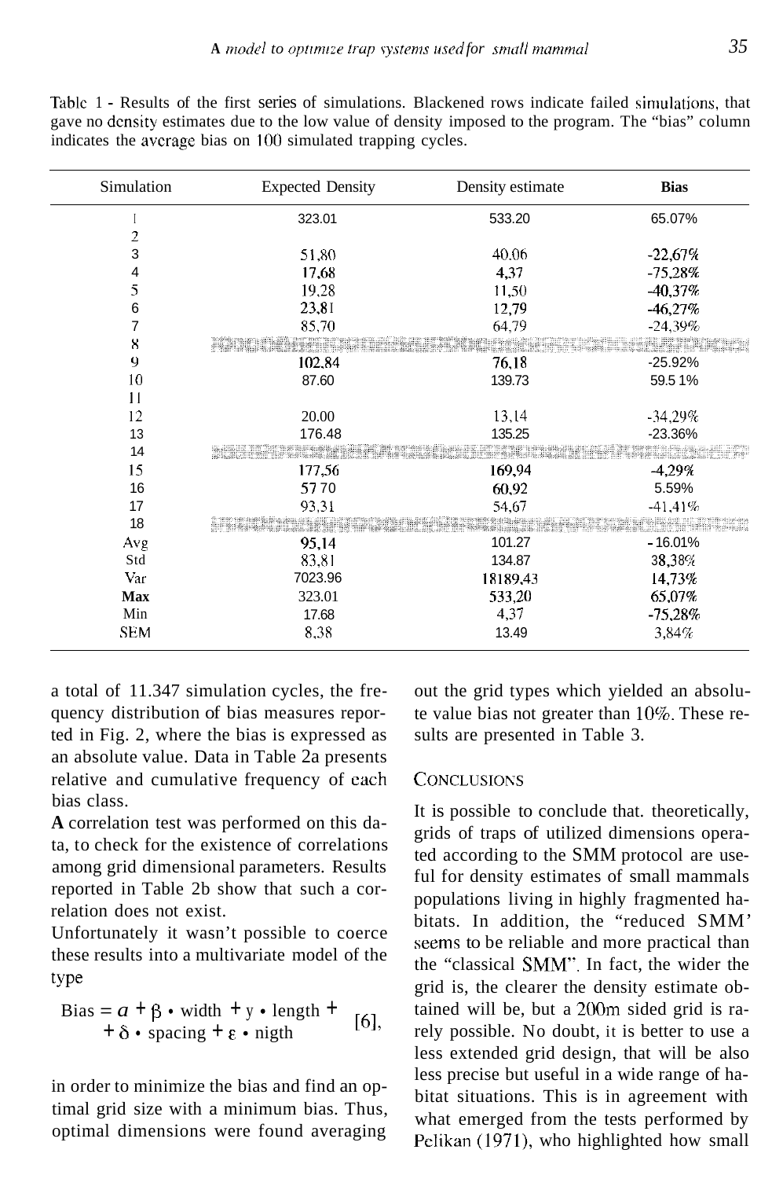Table 1 - Results of the first series of simulations. Blackened rows indicate failed simulations, that gave no density estimates due to the low value of density imposed to the program. The "bias" column indicates the average bias on 100 simulated trapping cycles.

| Simulation | Expected Density | Density estimate | **Bias** |
|---|---|---|---|
| 1 | 323.01 | 533.20 | 65.07% |
| 2 | | | |
| 3 | 51,80 | 40.06 | -22,67% |
| 4 | 17,68 | 4,37 | -75,28% |
| 5 | 19,28 | 11,50 | -40,37% |
| 6 | 23,81 | 12,79 | -46,27% |
| 7 | 85,70 | 64,79 | -24,39% |
| 8 | | | |
| 9 | 102.84 | 76,18 | -25.92% |
| 10 | 87.60 | 139.73 | 59.5 1% |
| 11 | | | |
| 12 | 20.00 | 13,14 | -34,29% |
| 13 | 176.48 | 135.25 | -23.36% |
| 14 | | | |
| 15 | 177,56 | 169,94 | -4,29% |
| 16 | 57 70 | 60,92 | 5.59% |
| 17 | 93,31 | 54,67 | -41,41% |
| 18 | | | |
| Avg | 95,14 | 101.27 | -16.01% |
| Std | 83,81 | 134.87 | 38,38% |
| Var | 7023.96 | 18189,43 | 14,73% |
| **Max** | 323.01 | 533,20 | 65,07% |
| Min | 17.68 | 4,37 | -75,28% |
| SEM | 8,38 | 13.49 | 3,84% |

a total of 11.347 simulation cycles, the frequency distribution of bias measures reported in Fig. 2, where the bias is expressed as an absolute value. Data in Table 2a presents relative and cumulative frequency of each bias class.

**A** correlation test was performed on this data, to check for the existence of correlations among grid dimensional parameters. Results reported in Table 2b show that such a correlation does not exist.

Unfortunately it wasn't possible to coerce these results into a multivariate model of the type

$$\text{Bias} = a + \beta \cdot \text{width} + \gamma \cdot \text{length} + \delta \cdot \text{spacing} + \varepsilon \cdot \text{nigth} \quad [6],$$

in order to minimize the bias and find an optimal grid size with a minimum bias. Thus, optimal dimensions were found averaging out the grid types which yielded an absolute value bias not greater than 10%. These results are presented in Table 3.

## Conclusions

It is possible to conclude that. theoretically, grids of traps of utilized dimensions operated according to the SMM protocol are useful for density estimates of small mammals populations living in highly fragmented habitats. In addition, the "reduced SMM' seems to be reliable and more practical than the "classical SMM". In fact, the wider the grid is, the clearer the density estimate obtained will be, but a 200m sided grid is rarely possible. No doubt, it is better to use a less extended grid design, that will be also less precise but useful in a wide range of habitat situations. This is in agreement with what emerged from the tests performed by Pelikan (1971), who highlighted how small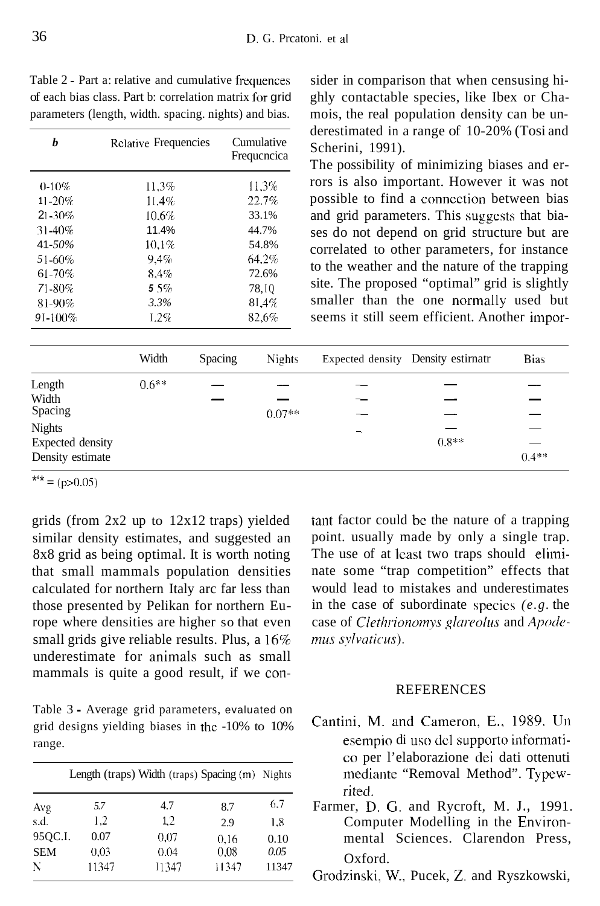Table 2 - Part a: relative and cumulative frequences of each bias class. Part b: correlation matrix for grid parameters (length, width. spacing. nights) and bias.

| *b* | Relative Frequencies | Cumulative Frequcncica |
|---|---|---|
| 0-10% | 11,3% | 11,3% |
| 11-20% | 11,4% | 22,7% |
| 21-30% | 10,6% | 33.1% |
| 31-40% | 11.4% | 44.7% |
| 41-50% | 10,1% | 54.8% |
| 51-60% | 9,4% | 64,2% |
| 61-70% | 8,4% | 72.6% |
| 71-80% | 5 5% | 78,1Q |
| 81-90% | 3.3% | 81,4% |
| 91-100% | 1,2% | 82,6% |

| | Width | Spacing | Nights | Expected density | Density estirnatr | Bias |
|---|---|---|---|---|---|---|
| Length | 0.6** | — | — | — | — | — |
| Width | | — | — | — | — | — |
| Spacing | | | 0.07** | — | — | — |
| Nights | | | | – | — | — |
| Expected density | | | | | 0.8** | — |
| Density estimate | | | | | | 0.4** |

** = (p>0.05)

sider in comparison that when censusing highly contactable species, like Ibex or Chamois, the real population density can be underestimated in a range of 10-20% (Tosi and Scherini, 1991).

The possibility of minimizing biases and errors is also important. However it was not possible to find a connection between bias and grid parameters. This suggests that biases do not depend on grid structure but are correlated to other parameters, for instance to the weather and the nature of the trapping site. The proposed "optimal" grid is slightly smaller than the one normally used but seems it still seem efficient. Another important factor could be the nature of a trapping point. usually made by only a single trap. The use of at least two traps should eliminate some "trap competition" effects that would lead to mistakes and underestimates in the case of subordinate species *(e.g.* the case of *Clethrionomys glareolus* and *Apodemus sylvaticus*).

grids (from 2x2 up to 12x12 traps) yielded similar density estimates, and suggested an 8x8 grid as being optimal. It is worth noting that small mammals population densities calculated for northern Italy arc far less than those presented by Pelikan for northern Europe where densities are higher so that even small grids give reliable results. Plus, a 16% underestimate for animals such as small mammals is quite a good result, if we con-

Table 3 - Average grid parameters, evaluated on grid designs yielding biases in the -10% to 10% range.

| | Length (traps) | Width (traps) | Spacing (m) | Nights |
|---|---|---|---|---|
| Avg | 5.7 | 4.7 | 8.7 | 6,7 |
| s.d. | 1,2 | 1,2 | 2.9 | 1,8 |
| 95QC.I. | 0.07 | 0,07 | 0,16 | 0.10 |
| SEM | 0,03 | 0.04 | 0,08 | 0.05 |
| N | 11347 | 11347 | 11347 | 11347 |

## REFERENCES

Cantini, M. and Cameron, E., 1989. Un esempio di uso del supporto informatico per l'elaborazione dei dati ottenuti mediante "Removal Method". Typewrited.

Farmer, D. G. and Rycroft, M. J., 1991. Computer Modelling in the Environmental Sciences. Clarendon Press, Oxford.

Grodzinski, W., Pucek, Z. and Ryszkowski,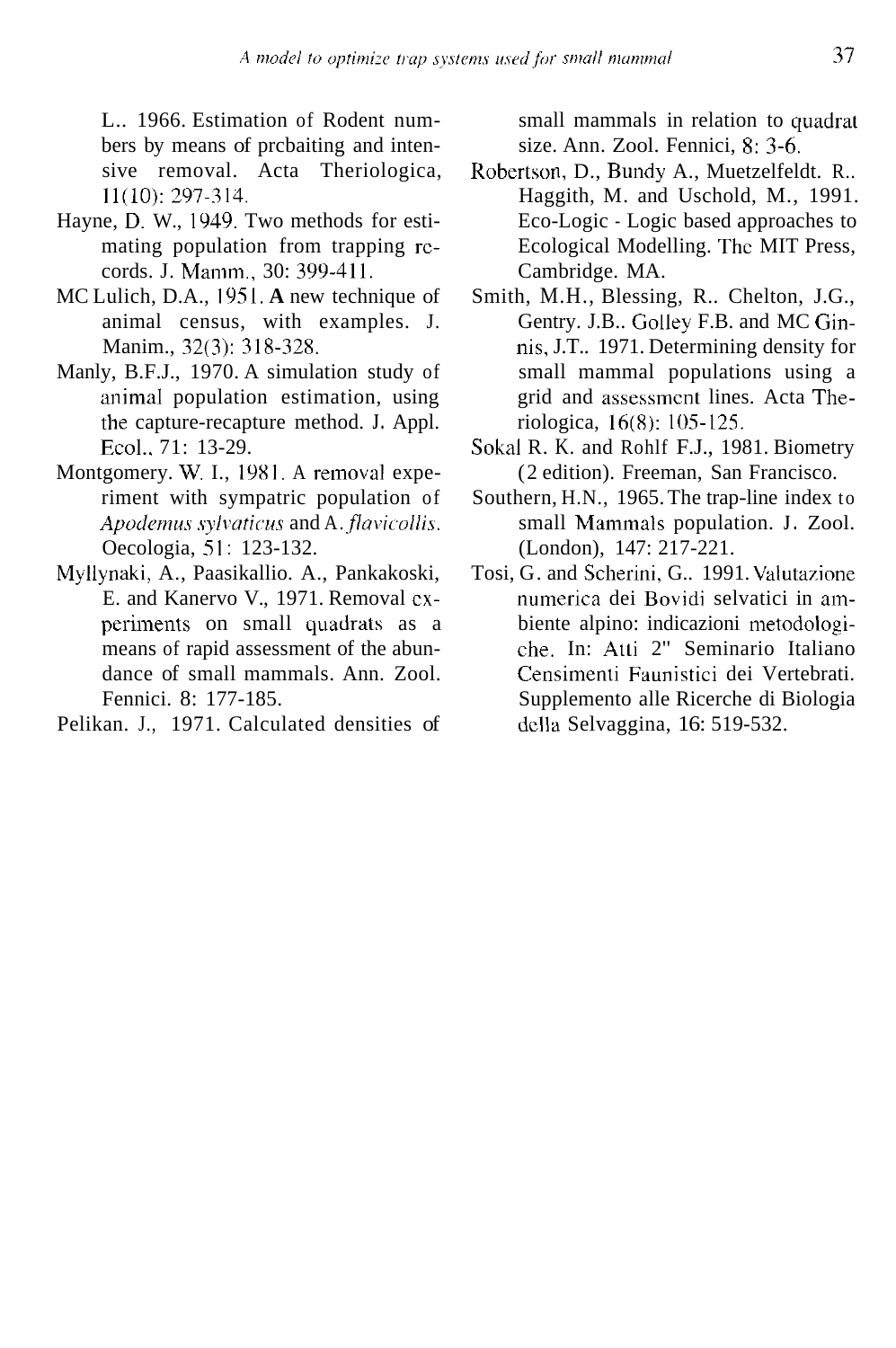L.. 1966. Estimation of Rodent numbers by means of prcbaiting and intensive removal. Acta Theriologica, 11(10): 297-314.

Hayne, D. W., 1949. Two methods for estimating population from trapping records. J. Mamm., 30: 399-411.

MC Lulich, D.A., 1951. A new technique of animal census, with examples. J. Manim., 32(3): 318-328.

Manly, B.F.J., 1970. A simulation study of animal population estimation, using the capture-recapture method. J. Appl. Ecol., 71: 13-29.

Montgomery. W. I., 1981. A removal experiment with sympatric population of *Apodemus sylvaticus* and *A. flavicollis*. Oecologia, 51: 123-132.

Myllynaki, A., Paasikallio. A., Pankakoski, E. and Kanervo V., 1971. Removal experiments on small quadrats as a means of rapid assessment of the abundance of small mammals. Ann. Zool. Fennici. 8: 177-185.

Pelikan. J., 1971. Calculated densities of small mammals in relation to quadrat size. Ann. Zool. Fennici, 8: 3-6.

Robertson, D., Bundy A., Muetzelfeldt. R.. Haggith, M. and Uschold, M., 1991. Eco-Logic - Logic based approaches to Ecological Modelling. Thc MIT Press, Cambridge. MA.

Smith, M.H., Blessing, R.. Chelton, J.G., Gentry. J.B.. Golley F.B. and MC Ginnis, J.T.. 1971. Determining density for small mammal populations using a grid and assessmcnt lines. Acta Theriologica, 16(8): 105-125.

Sokal R. K. and Rohlf F.J., 1981. Biometry (2 edition). Freeman, San Francisco.

Southern, H.N., 1965. The trap-line index to small Mammals population. J. Zool. (London), 147: 217-221.

Tosi, G. and Scherini, G.. 1991. Valutazione numerica dei Bovidi selvatici in ambiente alpino: indicazioni metodologiche. In: Atti 2" Seminario Italiano Censimenti Faunistici dei Vertebrati. Supplemento alle Ricerche di Biologia della Selvaggina, 16: 519-532.